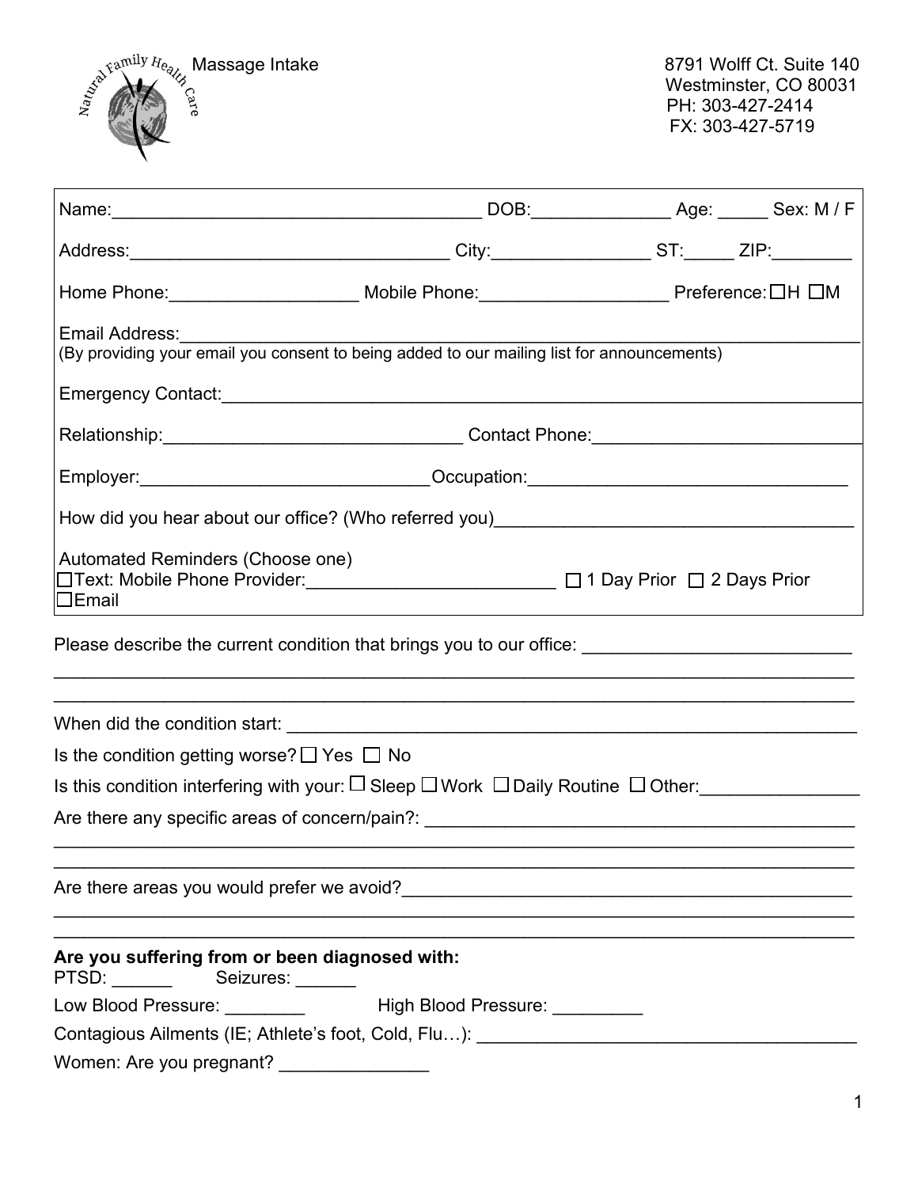Natural Family Health Care

# Massage Intake

8791 Wolff Ct. Suite 140
Westminster, CO 80031
PH: 303-427-2414
FX: 303-427-5719

Name:______________________________________ DOB:______________ Age: _____ Sex: M / F

Address:________________________________ City:________________ ST:_____ ZIP:________

Home Phone:__________________ Mobile Phone:__________________ Preference: ☐H ☐M

Email Address:_______________________________________________________________
(By providing your email you consent to being added to our mailing list for announcements)

Emergency Contact:____________________________________________________________

Relationship:______________________________ Contact Phone:__________________________

Employer:_____________________________Occupation:________________________________

How did you hear about our office? (Who referred you)____________________________________

Automated Reminders (Choose one)
☐Text: Mobile Phone Provider:_________________________ ☐ 1 Day Prior ☐ 2 Days Prior
☐Email

Please describe the current condition that brings you to our office: ___________________________
_______________________________________________________________________________
_______________________________________________________________________________

When did the condition start: ____________________________________________________________

Is the condition getting worse? ☐ Yes ☐ No

Is this condition interfering with your: ☐ Sleep ☐ Work ☐ Daily Routine ☐ Other:________________

Are there any specific areas of concern/pain?: ____________________________________________
_______________________________________________________________________________
_______________________________________________________________________________

Are there areas you would prefer we avoid?_______________________________________________
_______________________________________________________________________________
_______________________________________________________________________________

**Are you suffering from or been diagnosed with:**

PTSD: ______ Seizures: ______

Low Blood Pressure: ________ High Blood Pressure: _________

Contagious Ailments (IE; Athlete's foot, Cold, Flu…): ______________________________________

Women: Are you pregnant? _______________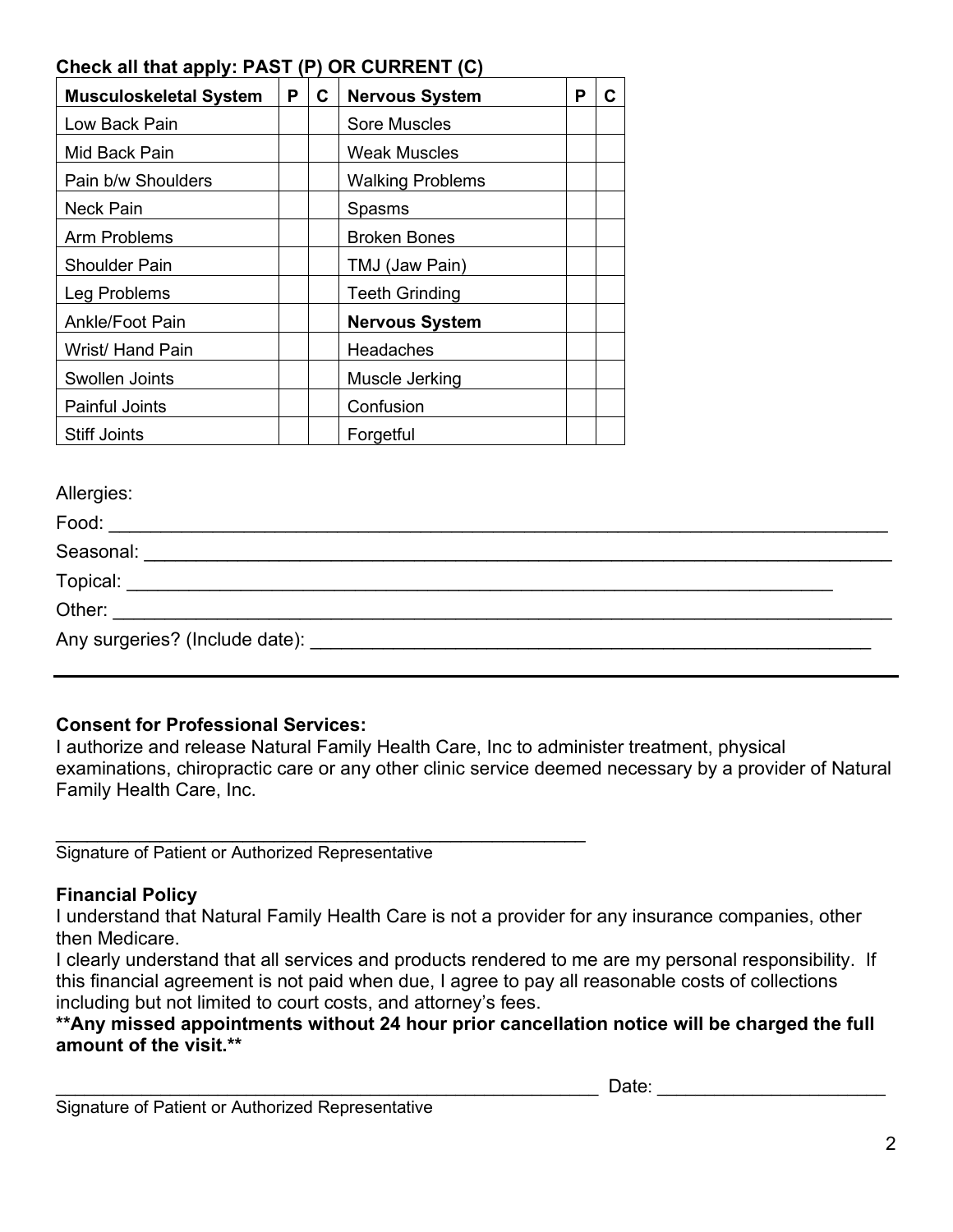**Check all that apply: PAST (P) OR CURRENT (C)**

| **Musculoskeletal System** | **P** | **C** | **Nervous System** | **P** | **C** |
|---|---|---|---|---|---|
| Low Back Pain | | | Sore Muscles | | |
| Mid Back Pain | | | Weak Muscles | | |
| Pain b/w Shoulders | | | Walking Problems | | |
| Neck Pain | | | Spasms | | |
| Arm Problems | | | Broken Bones | | |
| Shoulder Pain | | | TMJ (Jaw Pain) | | |
| Leg Problems | | | Teeth Grinding | | |
| Ankle/Foot Pain | | | **Nervous System** | | |
| Wrist/ Hand Pain | | | Headaches | | |
| Swollen Joints | | | Muscle Jerking | | |
| Painful Joints | | | Confusion | | |
| Stiff Joints | | | Forgetful | | |

Allergies:

Food: ___________________________________________________________________________

Seasonal: ________________________________________________________________________

Topical: _________________________________________________________________

Other: ___________________________________________________________________________

Any surgeries? (Include date): ___________________________________________________

---

**Consent for Professional Services:**
I authorize and release Natural Family Health Care, Inc to administer treatment, physical examinations, chiropractic care or any other clinic service deemed necessary by a provider of Natural Family Health Care, Inc.

_______________________________________________________
Signature of Patient or Authorized Representative

**Financial Policy**
I understand that Natural Family Health Care is not a provider for any insurance companies, other then Medicare.
I clearly understand that all services and products rendered to me are my personal responsibility. If this financial agreement is not paid when due, I agree to pay all reasonable costs of collections including but not limited to court costs, and attorney's fees.
**\*\*Any missed appointments without 24 hour prior cancellation notice will be charged the full amount of the visit.\*\***

________________________________________________________ Date: ______________________
Signature of Patient or Authorized Representative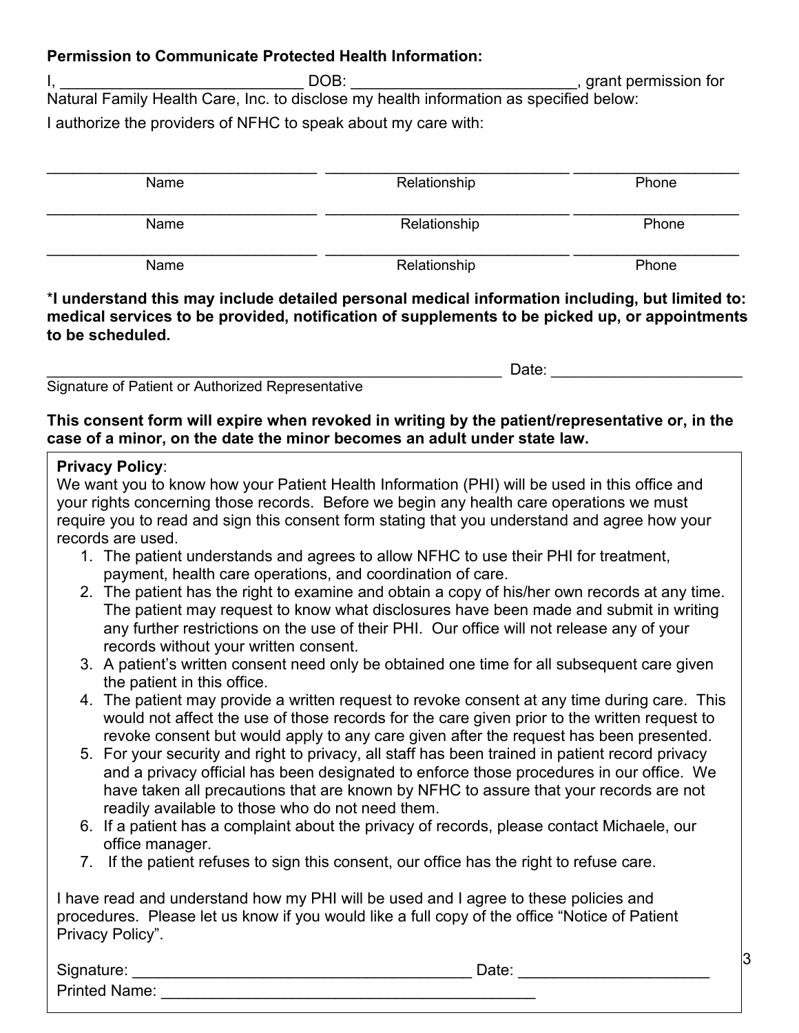**Permission to Communicate Protected Health Information:**

I, _____________________________ DOB: __________________________, grant permission for Natural Family Health Care, Inc. to disclose my health information as specified below:

I authorize the providers of NFHC to speak about my care with:

| Name | Relationship | Phone |
|---|---|---|
| ________________________________ | _____________________________ | ___________________ |
| ________________________________ | _____________________________ | ___________________ |
| ________________________________ | _____________________________ | ___________________ |

***I understand this may include detailed personal medical information including, but limited to: medical services to be provided, notification of supplements to be picked up, or appointments to be scheduled.**

______________________________________________________ Date: ______________________

Signature of Patient or Authorized Representative

**This consent form will expire when revoked in writing by the patient/representative or, in the case of a minor, on the date the minor becomes an adult under state law.**

**Privacy Policy**:

We want you to know how your Patient Health Information (PHI) will be used in this office and your rights concerning those records. Before we begin any health care operations we must require you to read and sign this consent form stating that you understand and agree how your records are used.

1. The patient understands and agrees to allow NFHC to use their PHI for treatment, payment, health care operations, and coordination of care.
2. The patient has the right to examine and obtain a copy of his/her own records at any time. The patient may request to know what disclosures have been made and submit in writing any further restrictions on the use of their PHI. Our office will not release any of your records without your written consent.
3. A patient's written consent need only be obtained one time for all subsequent care given the patient in this office.
4. The patient may provide a written request to revoke consent at any time during care. This would not affect the use of those records for the care given prior to the written request to revoke consent but would apply to any care given after the request has been presented.
5. For your security and right to privacy, all staff has been trained in patient record privacy and a privacy official has been designated to enforce those procedures in our office. We have taken all precautions that are known by NFHC to assure that your records are not readily available to those who do not need them.
6. If a patient has a complaint about the privacy of records, please contact Michaele, our office manager.
7. If the patient refuses to sign this consent, our office has the right to refuse care.

I have read and understand how my PHI will be used and I agree to these policies and procedures. Please let us know if you would like a full copy of the office "Notice of Patient Privacy Policy".

Signature: ________________________________________ Date: ______________________

Printed Name: ____________________________________________